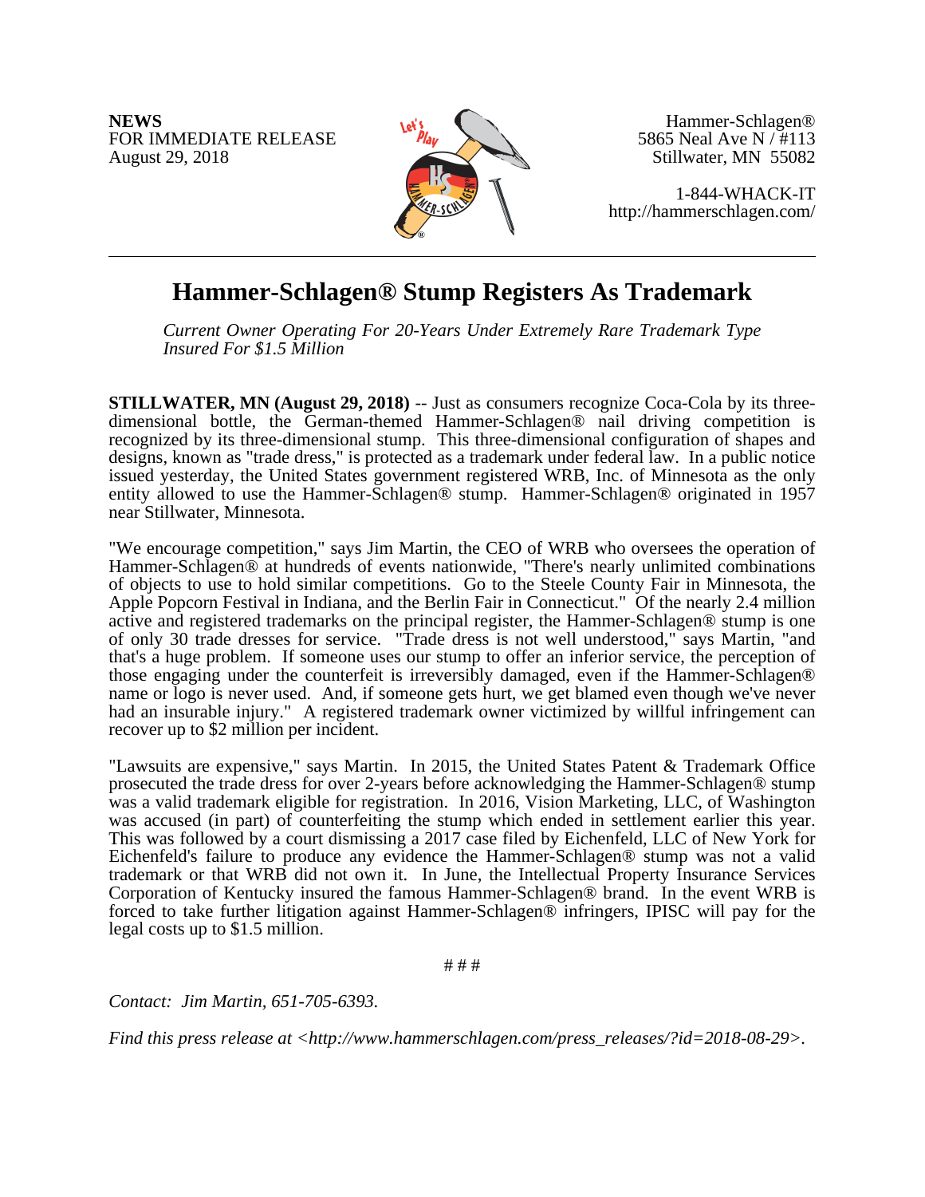**NEWS**
FOR IMMEDIATE RELEASE
August 29, 2018

Hammer-Schlagen®
5865 Neal Ave N / #113
Stillwater, MN 55082

1-844-WHACK-IT
http://hammerschlagen.com/

# Hammer-Schlagen® Stump Registers As Trademark

*Current Owner Operating For 20-Years Under Extremely Rare Trademark Type Insured For $1.5 Million*

**STILLWATER, MN (August 29, 2018)** -- Just as consumers recognize Coca-Cola by its three-dimensional bottle, the German-themed Hammer-Schlagen® nail driving competition is recognized by its three-dimensional stump. This three-dimensional configuration of shapes and designs, known as "trade dress," is protected as a trademark under federal law. In a public notice issued yesterday, the United States government registered WRB, Inc. of Minnesota as the only entity allowed to use the Hammer-Schlagen® stump. Hammer-Schlagen® originated in 1957 near Stillwater, Minnesota.

"We encourage competition," says Jim Martin, the CEO of WRB who oversees the operation of Hammer-Schlagen® at hundreds of events nationwide, "There's nearly unlimited combinations of objects to use to hold similar competitions. Go to the Steele County Fair in Minnesota, the Apple Popcorn Festival in Indiana, and the Berlin Fair in Connecticut." Of the nearly 2.4 million active and registered trademarks on the principal register, the Hammer-Schlagen® stump is one of only 30 trade dresses for service. "Trade dress is not well understood," says Martin, "and that's a huge problem. If someone uses our stump to offer an inferior service, the perception of those engaging under the counterfeit is irreversibly damaged, even if the Hammer-Schlagen® name or logo is never used. And, if someone gets hurt, we get blamed even though we've never had an insurable injury." A registered trademark owner victimized by willful infringement can recover up to $2 million per incident.

"Lawsuits are expensive," says Martin. In 2015, the United States Patent & Trademark Office prosecuted the trade dress for over 2-years before acknowledging the Hammer-Schlagen® stump was a valid trademark eligible for registration. In 2016, Vision Marketing, LLC, of Washington was accused (in part) of counterfeiting the stump which ended in settlement earlier this year. This was followed by a court dismissing a 2017 case filed by Eichenfeld, LLC of New York for Eichenfeld's failure to produce any evidence the Hammer-Schlagen® stump was not a valid trademark or that WRB did not own it. In June, the Intellectual Property Insurance Services Corporation of Kentucky insured the famous Hammer-Schlagen® brand. In the event WRB is forced to take further litigation against Hammer-Schlagen® infringers, IPISC will pay for the legal costs up to $1.5 million.

# # #

*Contact: Jim Martin, 651-705-6393.*

*Find this press release at <http://www.hammerschlagen.com/press_releases/?id=2018-08-29>.*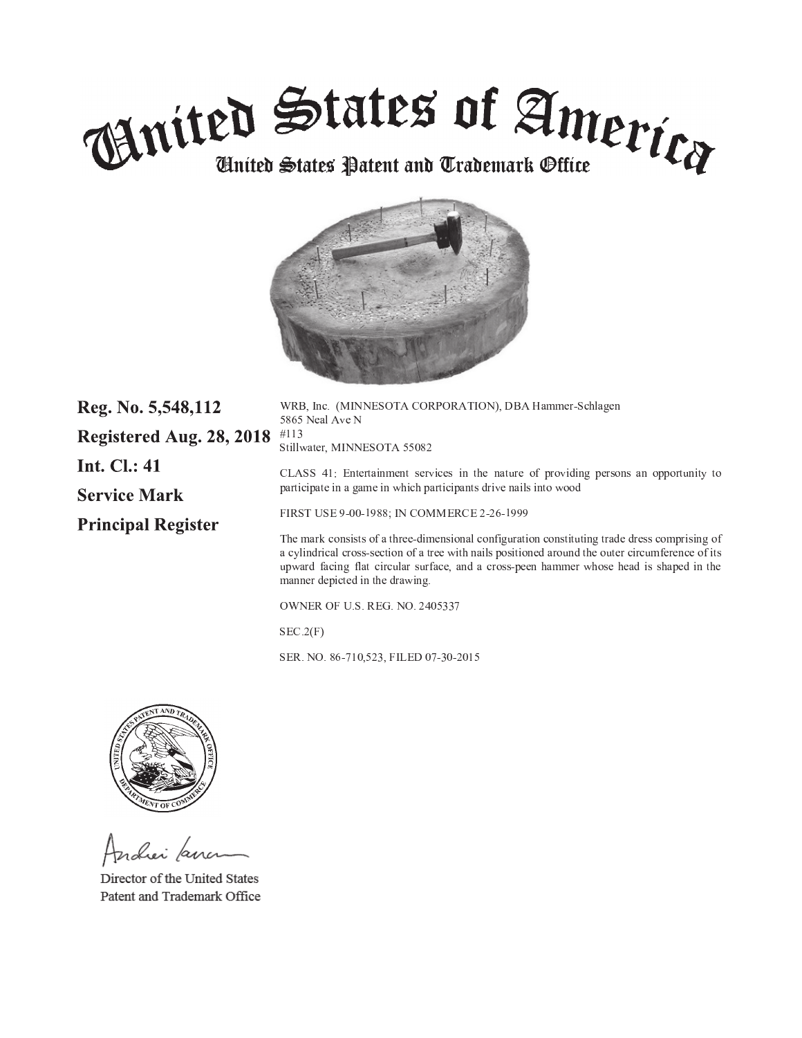# United States of America

## United States Patent and Trademark Office

**Reg. No. 5,548,112**

**Registered Aug. 28, 2018**

**Int. Cl.: 41**

**Service Mark**

**Principal Register**

WRB, Inc. (MINNESOTA CORPORATION), DBA Hammer-Schlagen
5865 Neal Ave N
#113
Stillwater, MINNESOTA 55082

CLASS 41: Entertainment services in the nature of providing persons an opportunity to participate in a game in which participants drive nails into wood

FIRST USE 9-00-1988; IN COMMERCE 2-26-1999

The mark consists of a three-dimensional configuration constituting trade dress comprising of a cylindrical cross-section of a tree with nails positioned around the outer circumference of its upward facing flat circular surface, and a cross-peen hammer whose head is shaped in the manner depicted in the drawing.

OWNER OF U.S. REG. NO. 2405337

SEC.2(F)

SER. NO. 86-710,523, FILED 07-30-2015

Director of the United States
Patent and Trademark Office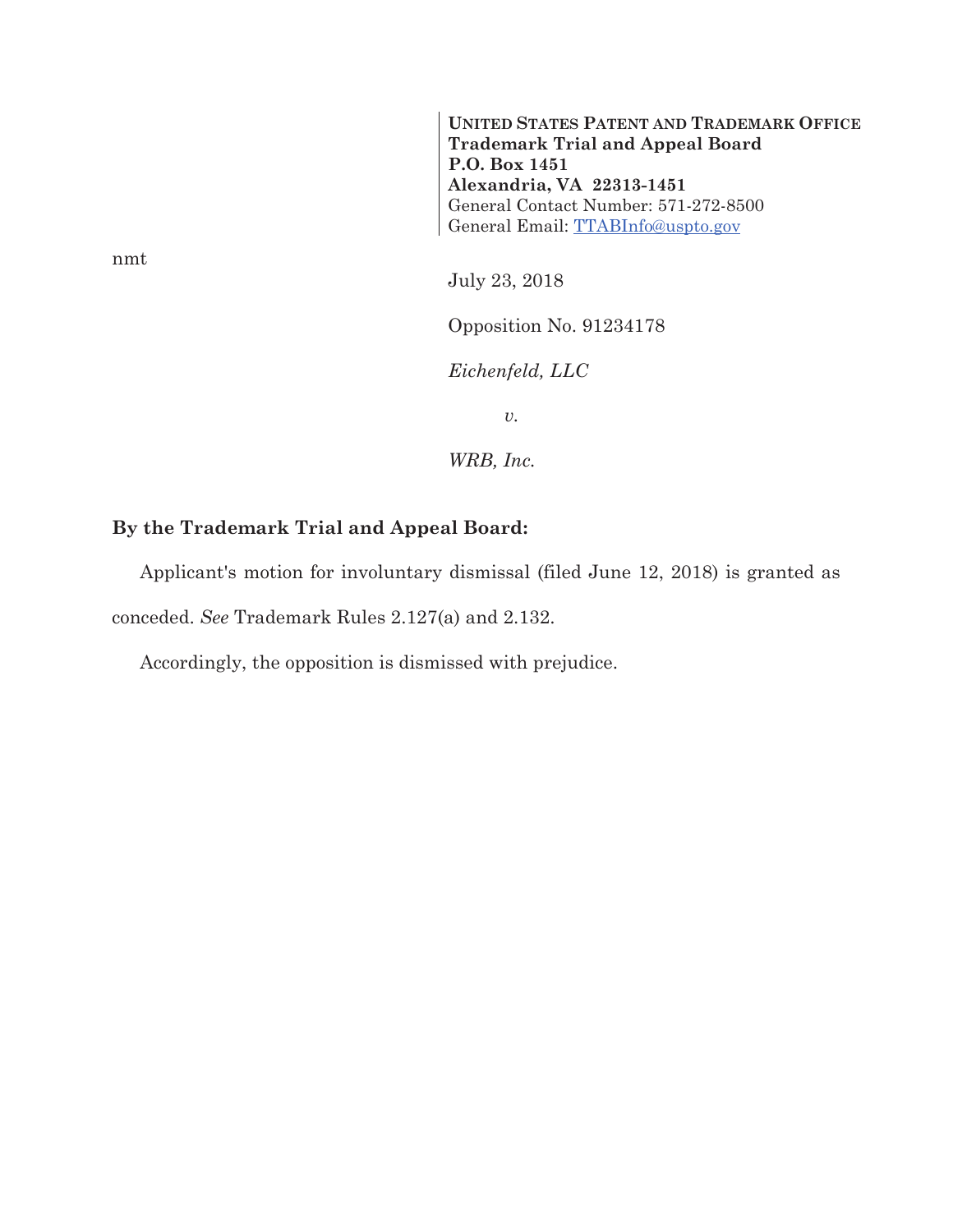**UNITED STATES PATENT AND TRADEMARK OFFICE**
**Trademark Trial and Appeal Board**
**P.O. Box 1451**
**Alexandria, VA 22313-1451**
General Contact Number: 571-272-8500
General Email: TTABInfo@uspto.gov

nmt

July 23, 2018

Opposition No. 91234178

*Eichenfeld, LLC*

*v.*

*WRB, Inc.*

**By the Trademark Trial and Appeal Board:**

Applicant's motion for involuntary dismissal (filed June 12, 2018) is granted as conceded. *See* Trademark Rules 2.127(a) and 2.132.

Accordingly, the opposition is dismissed with prejudice.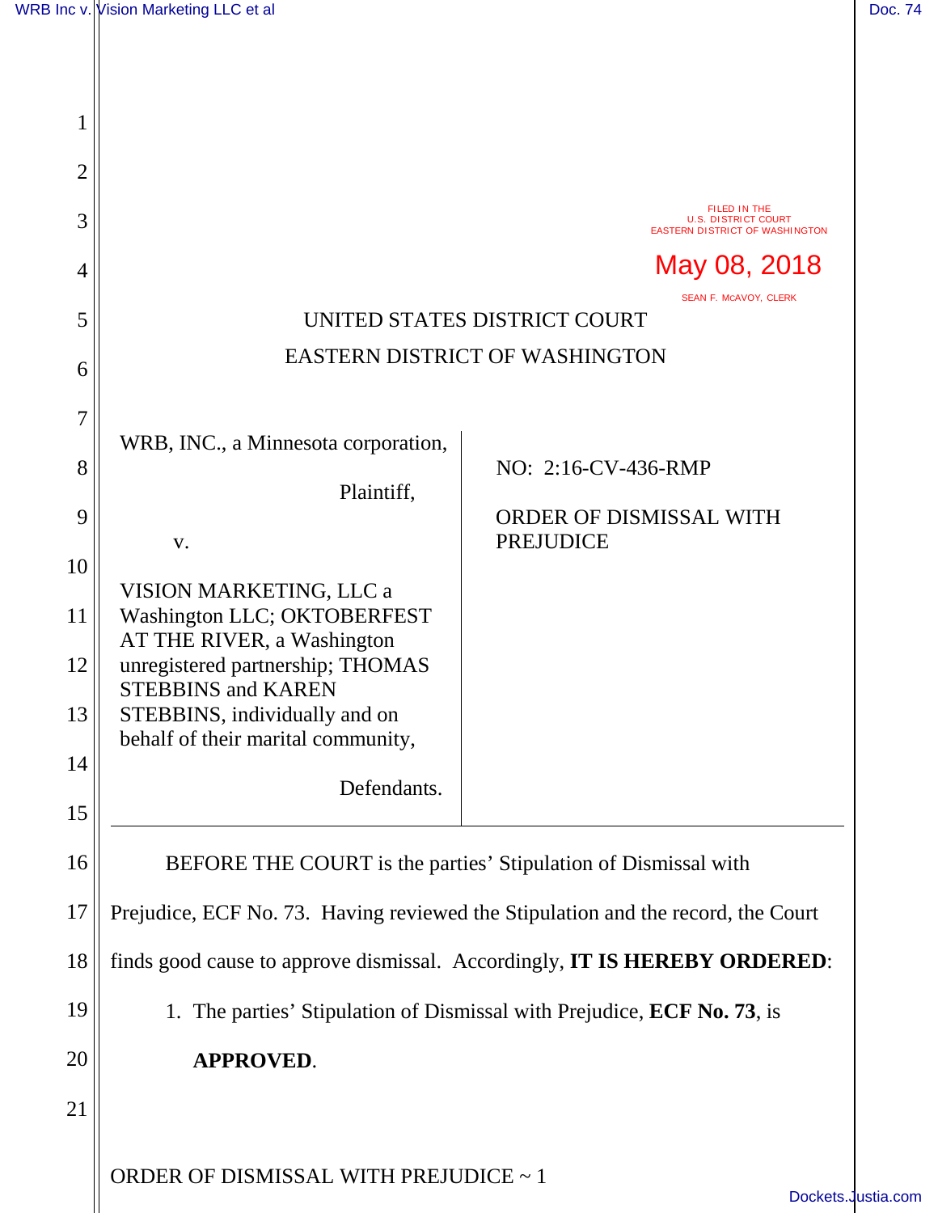FILED IN THE
U.S. DISTRICT COURT
EASTERN DISTRICT OF WASHINGTON

May 08, 2018

SEAN F. MCAVOY, CLERK

UNITED STATES DISTRICT COURT
EASTERN DISTRICT OF WASHINGTON

| | |
|---|---|
| WRB, INC., a Minnesota corporation,<br><br>Plaintiff,<br><br>v.<br><br>VISION MARKETING, LLC a Washington LLC; OKTOBERFEST AT THE RIVER, a Washington unregistered partnership; THOMAS STEBBINS and KAREN STEBBINS, individually and on behalf of their marital community,<br><br>Defendants. | NO: 2:16-CV-436-RMP<br><br>ORDER OF DISMISSAL WITH PREJUDICE |

BEFORE THE COURT is the parties' Stipulation of Dismissal with Prejudice, ECF No. 73. Having reviewed the Stipulation and the record, the Court finds good cause to approve dismissal. Accordingly, **IT IS HEREBY ORDERED**:

1. The parties' Stipulation of Dismissal with Prejudice, **ECF No. 73**, is **APPROVED**.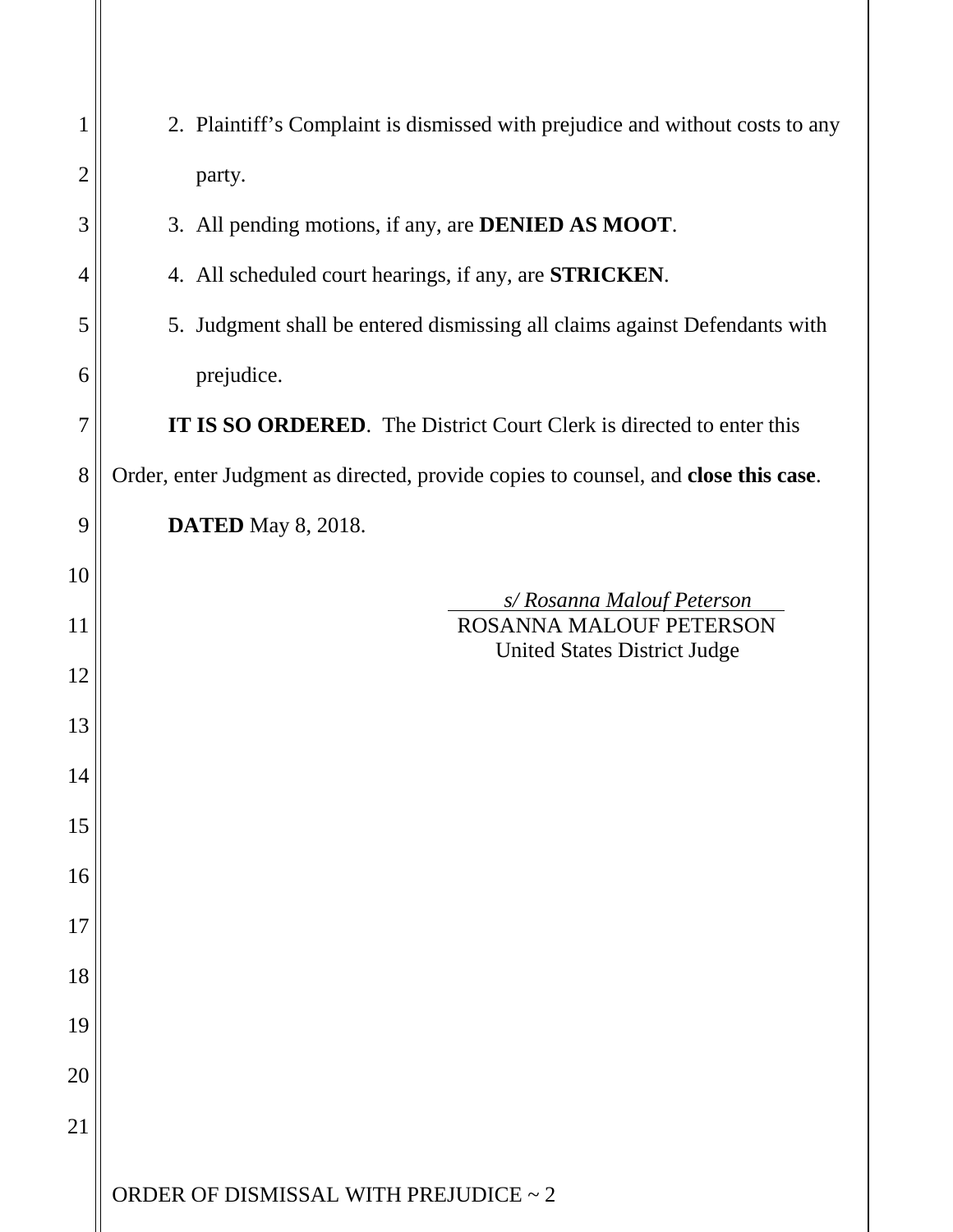2. Plaintiff's Complaint is dismissed with prejudice and without costs to any party.
3. All pending motions, if any, are **DENIED AS MOOT**.
4. All scheduled court hearings, if any, are **STRICKEN**.
5. Judgment shall be entered dismissing all claims against Defendants with prejudice.

**IT IS SO ORDERED**. The District Court Clerk is directed to enter this Order, enter Judgment as directed, provide copies to counsel, and **close this case**.

**DATED** May 8, 2018.

*s/ Rosanna Malouf Peterson*
ROSANNA MALOUF PETERSON
United States District Judge